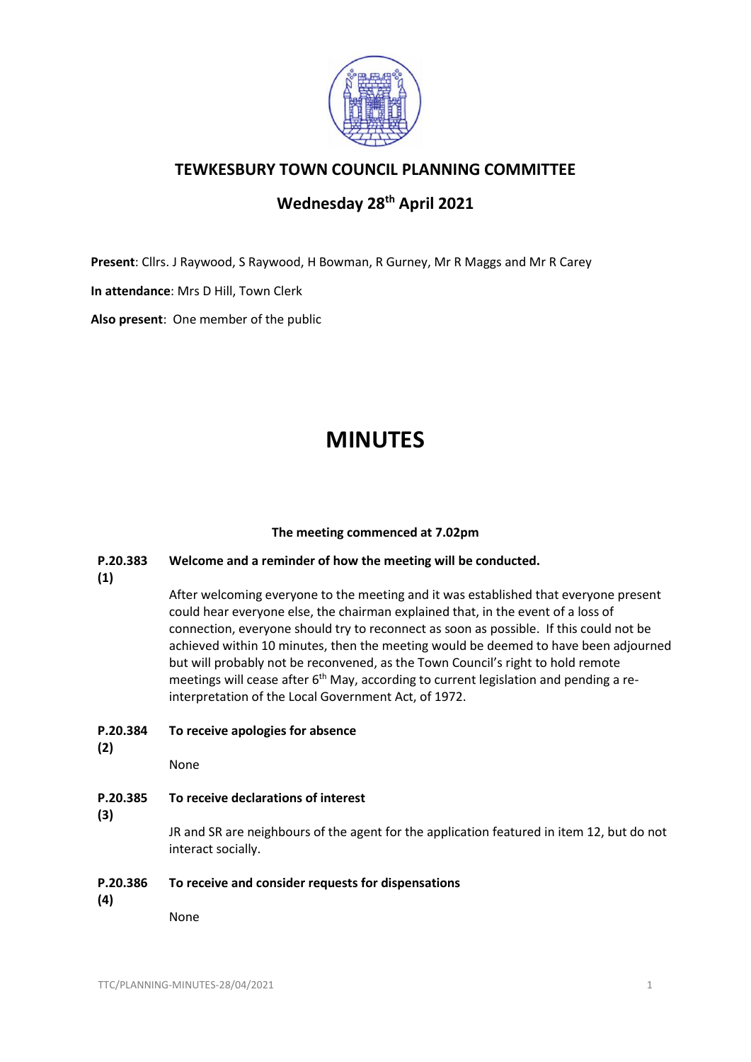## TEWKESBURY TOWN COUNCIL PLANNING COMMITTEE

## Wednesday 28th April 2021

**Present**: Cllrs. J Raywood, S Raywood, H Bowman, R Gurney, Mr R Maggs and Mr R Carey

**In attendance**: Mrs D Hill, Town Clerk

**Also present**: One member of the public

# MINUTES

**The meeting commenced at 7.02pm**

**P.20.383 (1) Welcome and a reminder of how the meeting will be conducted.**

After welcoming everyone to the meeting and it was established that everyone present could hear everyone else, the chairman explained that, in the event of a loss of connection, everyone should try to reconnect as soon as possible. If this could not be achieved within 10 minutes, then the meeting would be deemed to have been adjourned but will probably not be reconvened, as the Town Council's right to hold remote meetings will cease after 6th May, according to current legislation and pending a re-interpretation of the Local Government Act, of 1972.

**P.20.384 (2) To receive apologies for absence**

None

**P.20.385 (3) To receive declarations of interest**

JR and SR are neighbours of the agent for the application featured in item 12, but do not interact socially.

**P.20.386 (4) To receive and consider requests for dispensations**

None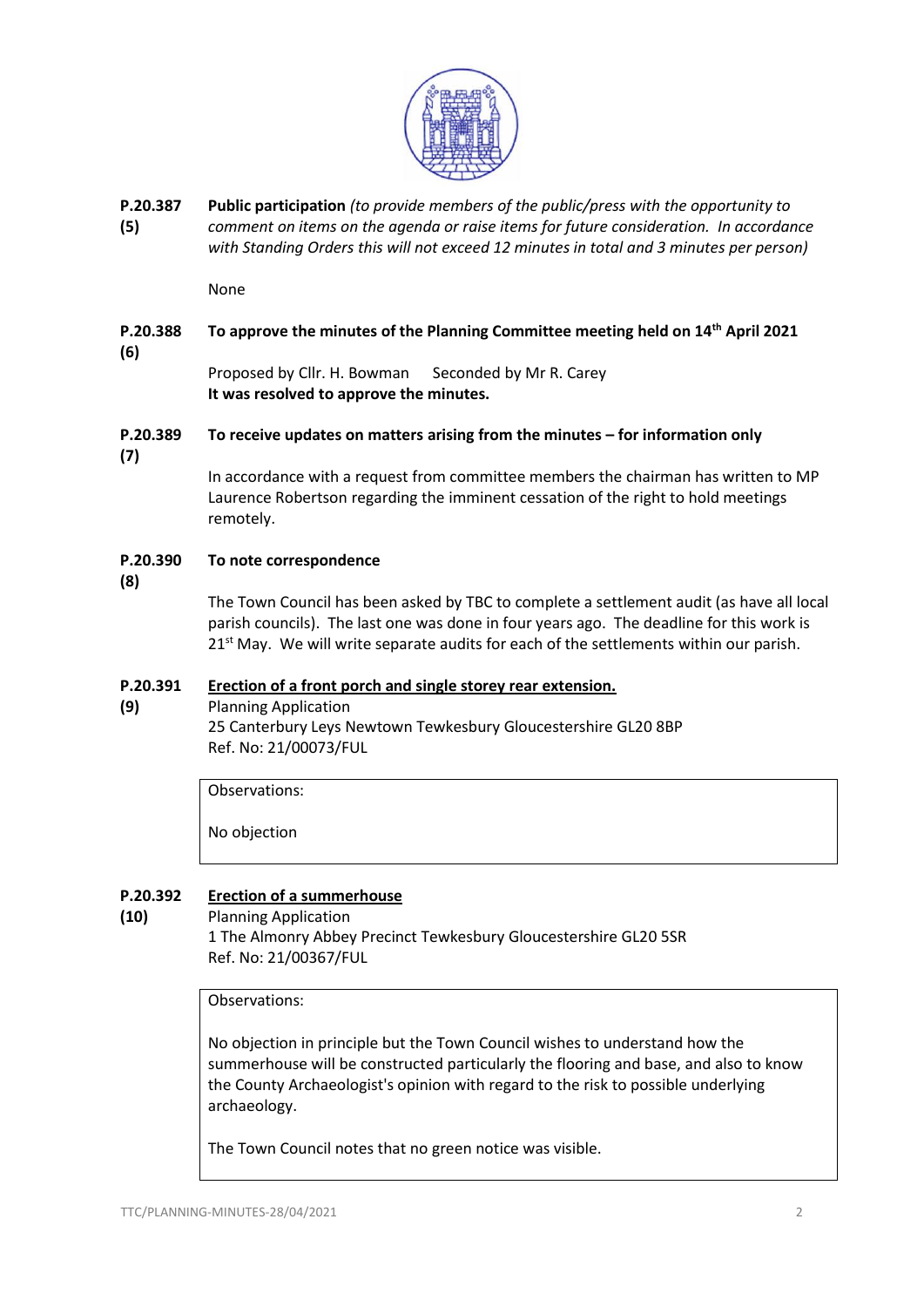**P.20.387 (5)** **Public participation** *(to provide members of the public/press with the opportunity to comment on items on the agenda or raise items for future consideration. In accordance with Standing Orders this will not exceed 12 minutes in total and 3 minutes per person)*

None

**P.20.388 (6)** **To approve the minutes of the Planning Committee meeting held on 14th April 2021**

Proposed by Cllr. H. Bowman  Seconded by Mr R. Carey
**It was resolved to approve the minutes.**

**P.20.389 (7)** **To receive updates on matters arising from the minutes – for information only**

In accordance with a request from committee members the chairman has written to MP Laurence Robertson regarding the imminent cessation of the right to hold meetings remotely.

**P.20.390 (8)** **To note correspondence**

The Town Council has been asked by TBC to complete a settlement audit (as have all local parish councils). The last one was done in four years ago. The deadline for this work is 21st May. We will write separate audits for each of the settlements within our parish.

**P.20.391 (9)** **Erection of a front porch and single storey rear extension.**

Planning Application
25 Canterbury Leys Newtown Tewkesbury Gloucestershire GL20 8BP
Ref. No: 21/00073/FUL

| Observations:<br><br>No objection |
|---|

**P.20.392 (10)** **Erection of a summerhouse**

Planning Application
1 The Almonry Abbey Precinct Tewkesbury Gloucestershire GL20 5SR
Ref. No: 21/00367/FUL

| Observations:<br><br>No objection in principle but the Town Council wishes to understand how the summerhouse will be constructed particularly the flooring and base, and also to know the County Archaeologist's opinion with regard to the risk to possible underlying archaeology.<br><br>The Town Council notes that no green notice was visible. |
|---|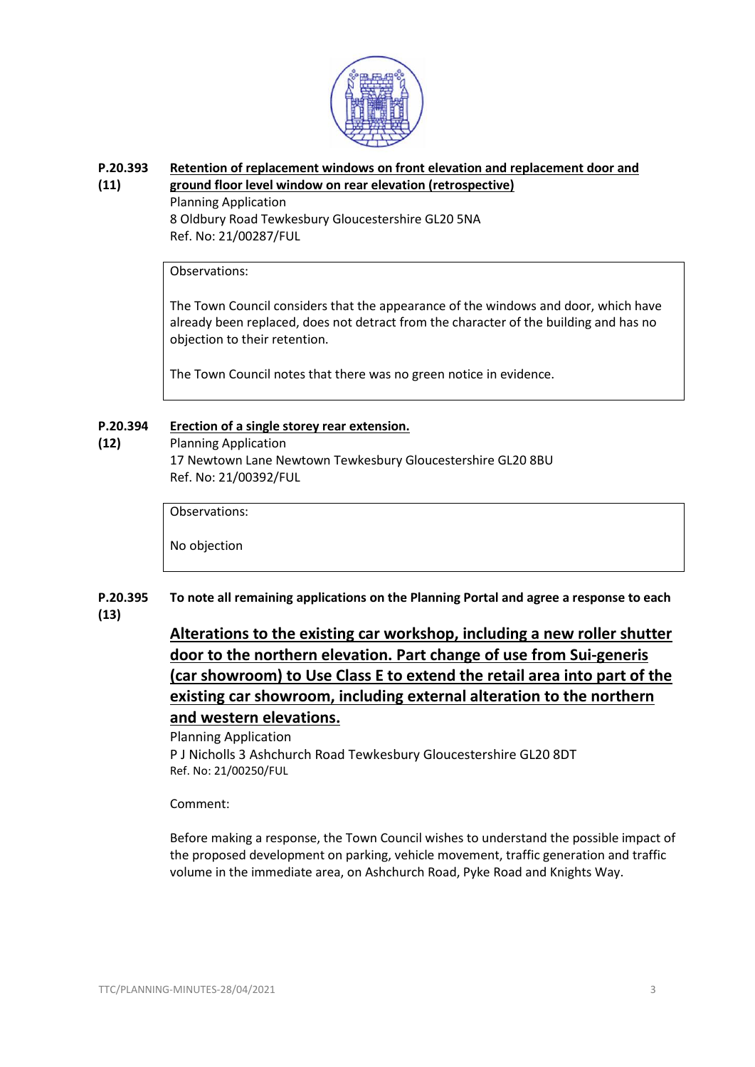**P.20.393 (11)** **<u>Retention of replacement windows on front elevation and replacement door and ground floor level window on rear elevation (retrospective)</u>**

Planning Application
8 Oldbury Road Tewkesbury Gloucestershire GL20 5NA
Ref. No: 21/00287/FUL

> Observations:
>
> The Town Council considers that the appearance of the windows and door, which have already been replaced, does not detract from the character of the building and has no objection to their retention.
>
> The Town Council notes that there was no green notice in evidence.

**P.20.394 (12)** **<u>Erection of a single storey rear extension.</u>**

Planning Application
17 Newtown Lane Newtown Tewkesbury Gloucestershire GL20 8BU
Ref. No: 21/00392/FUL

> Observations:
>
> No objection

**P.20.395 (13)** **To note all remaining applications on the Planning Portal and agree a response to each**

**<u>Alterations to the existing car workshop, including a new roller shutter door to the northern elevation. Part change of use from Sui-generis (car showroom) to Use Class E to extend the retail area into part of the existing car showroom, including external alteration to the northern and western elevations.</u>**

Planning Application
P J Nicholls 3 Ashchurch Road Tewkesbury Gloucestershire GL20 8DT
Ref. No: 21/00250/FUL

Comment:

Before making a response, the Town Council wishes to understand the possible impact of the proposed development on parking, vehicle movement, traffic generation and traffic volume in the immediate area, on Ashchurch Road, Pyke Road and Knights Way.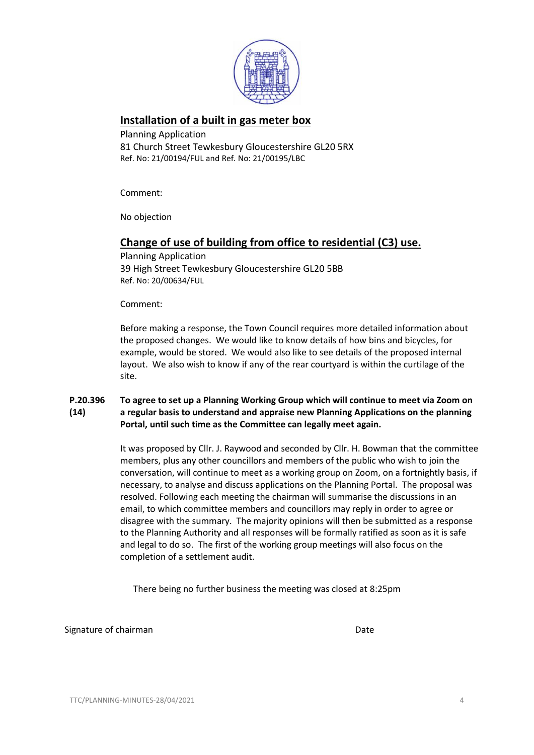## Installation of a built in gas meter box

Planning Application
81 Church Street Tewkesbury Gloucestershire GL20 5RX
Ref. No: 21/00194/FUL and Ref. No: 21/00195/LBC

Comment:

No objection

## Change of use of building from office to residential (C3) use.

Planning Application
39 High Street Tewkesbury Gloucestershire GL20 5BB
Ref. No: 20/00634/FUL

Comment:

Before making a response, the Town Council requires more detailed information about the proposed changes. We would like to know details of how bins and bicycles, for example, would be stored. We would also like to see details of the proposed internal layout. We also wish to know if any of the rear courtyard is within the curtilage of the site.

**P.20.396 (14) To agree to set up a Planning Working Group which will continue to meet via Zoom on a regular basis to understand and appraise new Planning Applications on the planning Portal, until such time as the Committee can legally meet again.**

It was proposed by Cllr. J. Raywood and seconded by Cllr. H. Bowman that the committee members, plus any other councillors and members of the public who wish to join the conversation, will continue to meet as a working group on Zoom, on a fortnightly basis, if necessary, to analyse and discuss applications on the Planning Portal. The proposal was resolved. Following each meeting the chairman will summarise the discussions in an email, to which committee members and councillors may reply in order to agree or disagree with the summary. The majority opinions will then be submitted as a response to the Planning Authority and all responses will be formally ratified as soon as it is safe and legal to do so. The first of the working group meetings will also focus on the completion of a settlement audit.

There being no further business the meeting was closed at 8:25pm

Signature of chairman Date